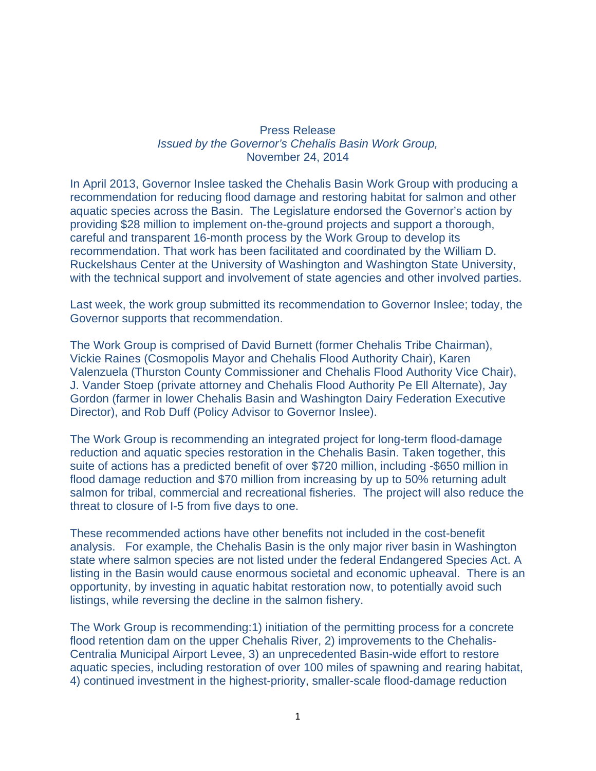Press Release

*Issued by the Governor's Chehalis Basin Work Group,*

November 24, 2014

In April 2013, Governor Inslee tasked the Chehalis Basin Work Group with producing a recommendation for reducing flood damage and restoring habitat for salmon and other aquatic species across the Basin. The Legislature endorsed the Governor's action by providing $28 million to implement on-the-ground projects and support a thorough, careful and transparent 16-month process by the Work Group to develop its recommendation. That work has been facilitated and coordinated by the William D. Ruckelshaus Center at the University of Washington and Washington State University, with the technical support and involvement of state agencies and other involved parties.

Last week, the work group submitted its recommendation to Governor Inslee; today, the Governor supports that recommendation.

The Work Group is comprised of David Burnett (former Chehalis Tribe Chairman), Vickie Raines (Cosmopolis Mayor and Chehalis Flood Authority Chair), Karen Valenzuela (Thurston County Commissioner and Chehalis Flood Authority Vice Chair), J. Vander Stoep (private attorney and Chehalis Flood Authority Pe Ell Alternate), Jay Gordon (farmer in lower Chehalis Basin and Washington Dairy Federation Executive Director), and Rob Duff (Policy Advisor to Governor Inslee).

The Work Group is recommending an integrated project for long-term flood-damage reduction and aquatic species restoration in the Chehalis Basin. Taken together, this suite of actions has a predicted benefit of over $720 million, including -$650 million in flood damage reduction and $70 million from increasing by up to 50% returning adult salmon for tribal, commercial and recreational fisheries. The project will also reduce the threat to closure of I-5 from five days to one.

These recommended actions have other benefits not included in the cost-benefit analysis. For example, the Chehalis Basin is the only major river basin in Washington state where salmon species are not listed under the federal Endangered Species Act. A listing in the Basin would cause enormous societal and economic upheaval. There is an opportunity, by investing in aquatic habitat restoration now, to potentially avoid such listings, while reversing the decline in the salmon fishery.

The Work Group is recommending:1) initiation of the permitting process for a concrete flood retention dam on the upper Chehalis River, 2) improvements to the Chehalis-Centralia Municipal Airport Levee, 3) an unprecedented Basin-wide effort to restore aquatic species, including restoration of over 100 miles of spawning and rearing habitat, 4) continued investment in the highest-priority, smaller-scale flood-damage reduction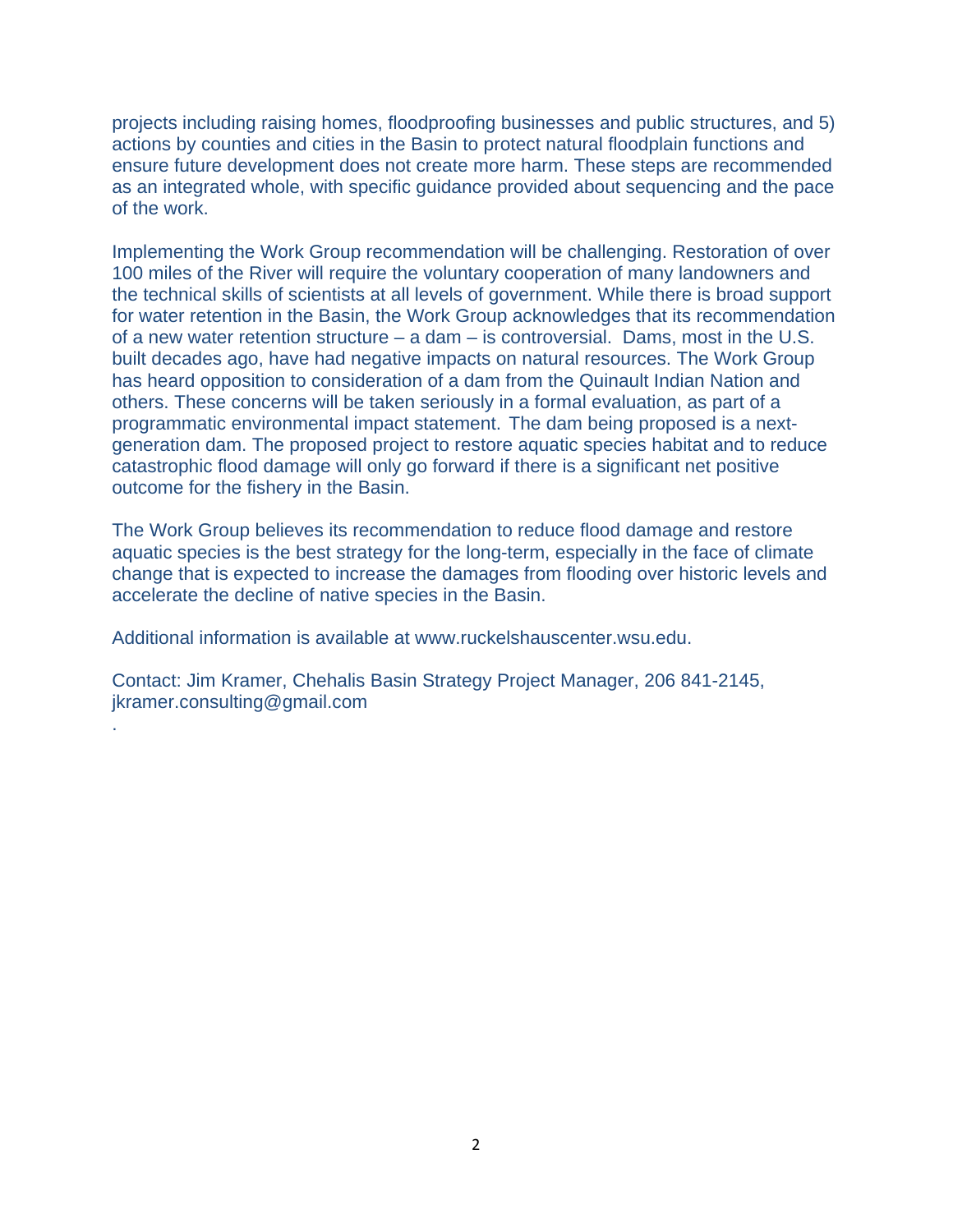projects including raising homes, floodproofing businesses and public structures, and 5) actions by counties and cities in the Basin to protect natural floodplain functions and ensure future development does not create more harm. These steps are recommended as an integrated whole, with specific guidance provided about sequencing and the pace of the work.

Implementing the Work Group recommendation will be challenging. Restoration of over 100 miles of the River will require the voluntary cooperation of many landowners and the technical skills of scientists at all levels of government. While there is broad support for water retention in the Basin, the Work Group acknowledges that its recommendation of a new water retention structure – a dam – is controversial. Dams, most in the U.S. built decades ago, have had negative impacts on natural resources. The Work Group has heard opposition to consideration of a dam from the Quinault Indian Nation and others. These concerns will be taken seriously in a formal evaluation, as part of a programmatic environmental impact statement. The dam being proposed is a next-generation dam. The proposed project to restore aquatic species habitat and to reduce catastrophic flood damage will only go forward if there is a significant net positive outcome for the fishery in the Basin.

The Work Group believes its recommendation to reduce flood damage and restore aquatic species is the best strategy for the long-term, especially in the face of climate change that is expected to increase the damages from flooding over historic levels and accelerate the decline of native species in the Basin.

Additional information is available at www.ruckelshauscenter.wsu.edu.

Contact: Jim Kramer, Chehalis Basin Strategy Project Manager, 206 841-2145, jkramer.consulting@gmail.com

.